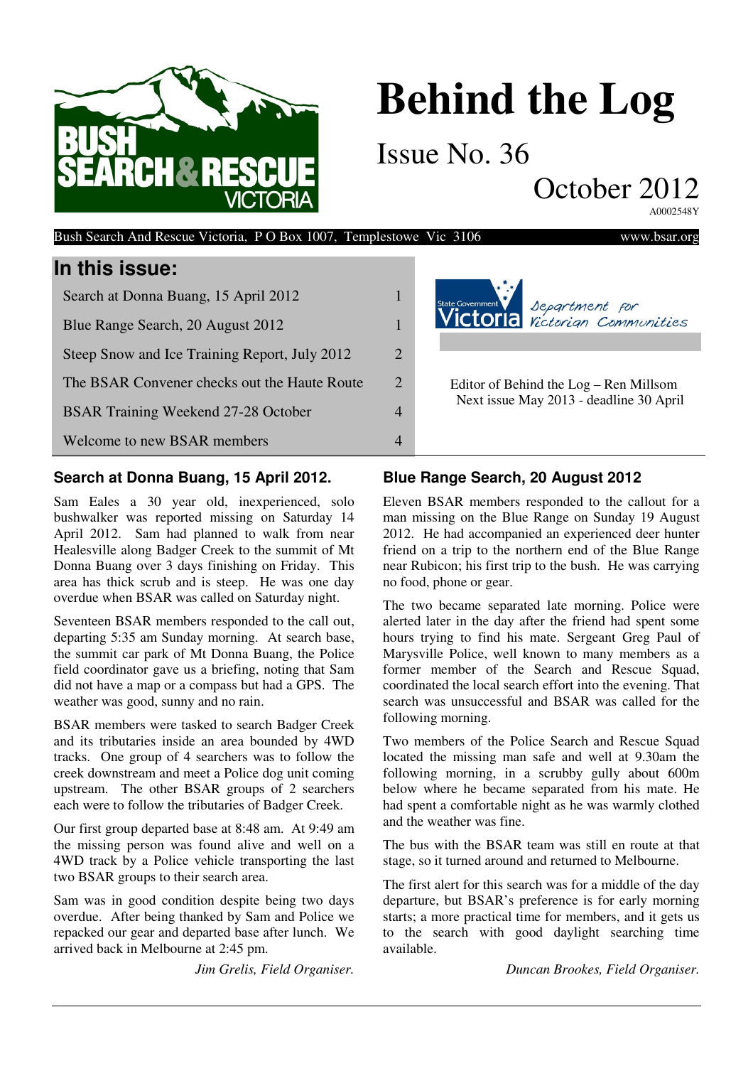# Behind the Log

Issue No. 36

October 2012

A0002548Y

Bush Search And Rescue Victoria, P O Box 1007, Templestowe Vic 3106 www.bsar.org

## In this issue:

| | |
|---|---|
| Search at Donna Buang, 15 April 2012 | 1 |
| Blue Range Search, 20 August 2012 | 1 |
| Steep Snow and Ice Training Report, July 2012 | 2 |
| The BSAR Convener checks out the Haute Route | 2 |
| BSAR Training Weekend 27-28 October | 4 |
| Welcome to new BSAR members | 4 |

State Government Victoria — Department for Victorian Communities

Editor of Behind the Log – Ren Millsom
Next issue May 2013 - deadline 30 April

## Search at Donna Buang, 15 April 2012.

Sam Eales a 30 year old, inexperienced, solo bushwalker was reported missing on Saturday 14 April 2012. Sam had planned to walk from near Healesville along Badger Creek to the summit of Mt Donna Buang over 3 days finishing on Friday. This area has thick scrub and is steep. He was one day overdue when BSAR was called on Saturday night.

Seventeen BSAR members responded to the call out, departing 5:35 am Sunday morning. At search base, the summit car park of Mt Donna Buang, the Police field coordinator gave us a briefing, noting that Sam did not have a map or a compass but had a GPS. The weather was good, sunny and no rain.

BSAR members were tasked to search Badger Creek and its tributaries inside an area bounded by 4WD tracks. One group of 4 searchers was to follow the creek downstream and meet a Police dog unit coming upstream. The other BSAR groups of 2 searchers each were to follow the tributaries of Badger Creek.

Our first group departed base at 8:48 am. At 9:49 am the missing person was found alive and well on a 4WD track by a Police vehicle transporting the last two BSAR groups to their search area.

Sam was in good condition despite being two days overdue. After being thanked by Sam and Police we repacked our gear and departed base after lunch. We arrived back in Melbourne at 2:45 pm.

*Jim Grelis, Field Organiser.*

## Blue Range Search, 20 August 2012

Eleven BSAR members responded to the callout for a man missing on the Blue Range on Sunday 19 August 2012. He had accompanied an experienced deer hunter friend on a trip to the northern end of the Blue Range near Rubicon; his first trip to the bush. He was carrying no food, phone or gear.

The two became separated late morning. Police were alerted later in the day after the friend had spent some hours trying to find his mate. Sergeant Greg Paul of Marysville Police, well known to many members as a former member of the Search and Rescue Squad, coordinated the local search effort into the evening. That search was unsuccessful and BSAR was called for the following morning.

Two members of the Police Search and Rescue Squad located the missing man safe and well at 9.30am the following morning, in a scrubby gully about 600m below where he became separated from his mate. He had spent a comfortable night as he was warmly clothed and the weather was fine.

The bus with the BSAR team was still en route at that stage, so it turned around and returned to Melbourne.

The first alert for this search was for a middle of the day departure, but BSAR's preference is for early morning starts; a more practical time for members, and it gets us to the search with good daylight searching time available.

*Duncan Brookes, Field Organiser.*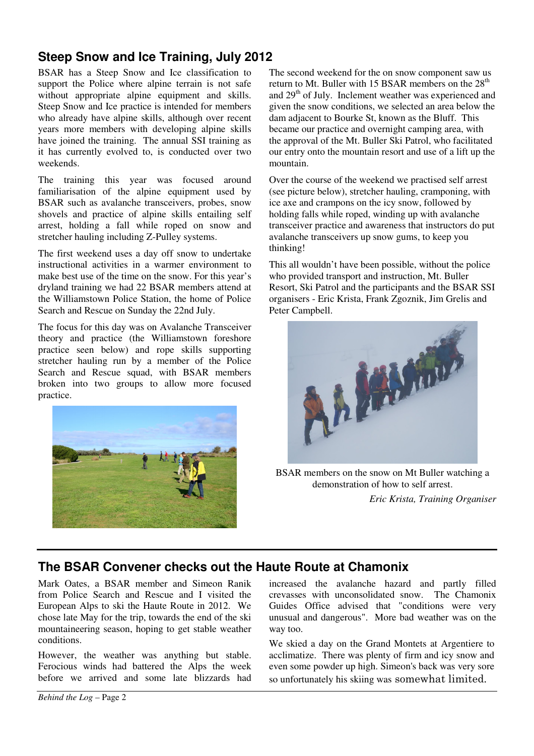## Steep Snow and Ice Training, July 2012

BSAR has a Steep Snow and Ice classification to support the Police where alpine terrain is not safe without appropriate alpine equipment and skills. Steep Snow and Ice practice is intended for members who already have alpine skills, although over recent years more members with developing alpine skills have joined the training. The annual SSI training as it has currently evolved to, is conducted over two weekends.

The training this year was focused around familiarisation of the alpine equipment used by BSAR such as avalanche transceivers, probes, snow shovels and practice of alpine skills entailing self arrest, holding a fall while roped on snow and stretcher hauling including Z-Pulley systems.

The first weekend uses a day off snow to undertake instructional activities in a warmer environment to make best use of the time on the snow. For this year's dryland training we had 22 BSAR members attend at the Williamstown Police Station, the home of Police Search and Rescue on Sunday the 22nd July.

The focus for this day was on Avalanche Transceiver theory and practice (the Williamstown foreshore practice seen below) and rope skills supporting stretcher hauling run by a member of the Police Search and Rescue squad, with BSAR members broken into two groups to allow more focused practice.

The second weekend for the on snow component saw us return to Mt. Buller with 15 BSAR members on the 28th and 29th of July. Inclement weather was experienced and given the snow conditions, we selected an area below the dam adjacent to Bourke St, known as the Bluff. This became our practice and overnight camping area, with the approval of the Mt. Buller Ski Patrol, who facilitated our entry onto the mountain resort and use of a lift up the mountain.

Over the course of the weekend we practised self arrest (see picture below), stretcher hauling, cramponing, with ice axe and crampons on the icy snow, followed by holding falls while roped, winding up with avalanche transceiver practice and awareness that instructors do put avalanche transceivers up snow gums, to keep you thinking!

This all wouldn't have been possible, without the police who provided transport and instruction, Mt. Buller Resort, Ski Patrol and the participants and the BSAR SSI organisers - Eric Krista, Frank Zgoznik, Jim Grelis and Peter Campbell.

BSAR members on the snow on Mt Buller watching a demonstration of how to self arrest.

*Eric Krista, Training Organiser*

## The BSAR Convener checks out the Haute Route at Chamonix

Mark Oates, a BSAR member and Simeon Ranik from Police Search and Rescue and I visited the European Alps to ski the Haute Route in 2012. We chose late May for the trip, towards the end of the ski mountaineering season, hoping to get stable weather conditions.

However, the weather was anything but stable. Ferocious winds had battered the Alps the week before we arrived and some late blizzards had increased the avalanche hazard and partly filled crevasses with unconsolidated snow. The Chamonix Guides Office advised that "conditions were very unusual and dangerous". More bad weather was on the way too.

We skied a day on the Grand Montets at Argentiere to acclimatize. There was plenty of firm and icy snow and even some powder up high. Simeon's back was very sore so unfortunately his skiing was somewhat limited.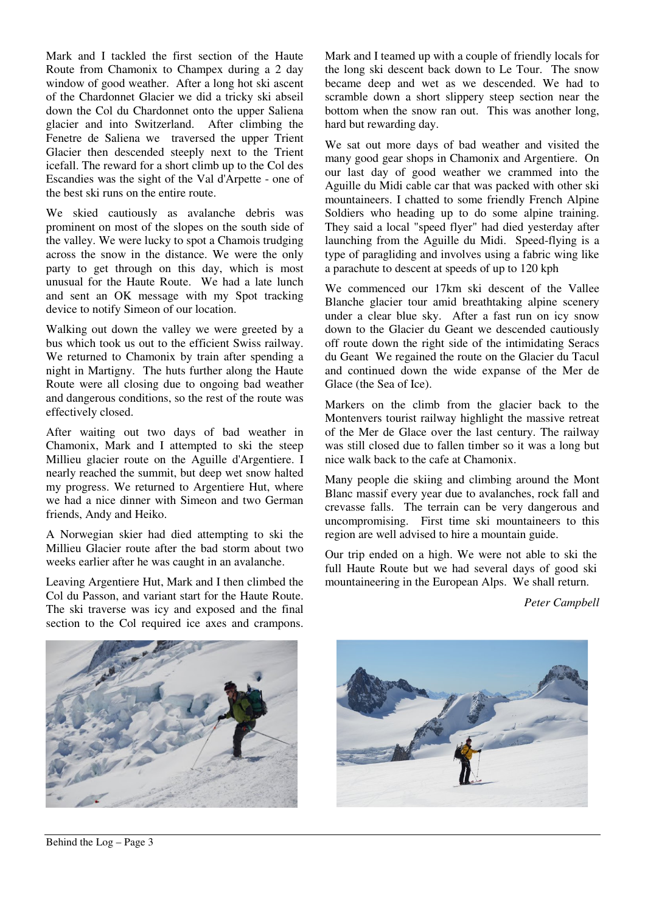Mark and I tackled the first section of the Haute Route from Chamonix to Champex during a 2 day window of good weather. After a long hot ski ascent of the Chardonnet Glacier we did a tricky ski abseil down the Col du Chardonnet onto the upper Saliena glacier and into Switzerland. After climbing the Fenetre de Saliena we traversed the upper Trient Glacier then descended steeply next to the Trient icefall. The reward for a short climb up to the Col des Escandies was the sight of the Val d'Arpette - one of the best ski runs on the entire route.

We skied cautiously as avalanche debris was prominent on most of the slopes on the south side of the valley. We were lucky to spot a Chamois trudging across the snow in the distance. We were the only party to get through on this day, which is most unusual for the Haute Route. We had a late lunch and sent an OK message with my Spot tracking device to notify Simeon of our location.

Walking out down the valley we were greeted by a bus which took us out to the efficient Swiss railway. We returned to Chamonix by train after spending a night in Martigny. The huts further along the Haute Route were all closing due to ongoing bad weather and dangerous conditions, so the rest of the route was effectively closed.

After waiting out two days of bad weather in Chamonix, Mark and I attempted to ski the steep Millieu glacier route on the Aguille d'Argentiere. I nearly reached the summit, but deep wet snow halted my progress. We returned to Argentiere Hut, where we had a nice dinner with Simeon and two German friends, Andy and Heiko.

A Norwegian skier had died attempting to ski the Millieu Glacier route after the bad storm about two weeks earlier after he was caught in an avalanche.

Leaving Argentiere Hut, Mark and I then climbed the Col du Passon, and variant start for the Haute Route. The ski traverse was icy and exposed and the final section to the Col required ice axes and crampons.

Mark and I teamed up with a couple of friendly locals for the long ski descent back down to Le Tour. The snow became deep and wet as we descended. We had to scramble down a short slippery steep section near the bottom when the snow ran out. This was another long, hard but rewarding day.

We sat out more days of bad weather and visited the many good gear shops in Chamonix and Argentiere. On our last day of good weather we crammed into the Aguille du Midi cable car that was packed with other ski mountaineers. I chatted to some friendly French Alpine Soldiers who heading up to do some alpine training. They said a local "speed flyer" had died yesterday after launching from the Aguille du Midi. Speed-flying is a type of paragliding and involves using a fabric wing like a parachute to descent at speeds of up to 120 kph

We commenced our 17km ski descent of the Vallee Blanche glacier tour amid breathtaking alpine scenery under a clear blue sky. After a fast run on icy snow down to the Glacier du Geant we descended cautiously off route down the right side of the intimidating Seracs du Geant We regained the route on the Glacier du Tacul and continued down the wide expanse of the Mer de Glace (the Sea of Ice).

Markers on the climb from the glacier back to the Montenvers tourist railway highlight the massive retreat of the Mer de Glace over the last century. The railway was still closed due to fallen timber so it was a long but nice walk back to the cafe at Chamonix.

Many people die skiing and climbing around the Mont Blanc massif every year due to avalanches, rock fall and crevasse falls. The terrain can be very dangerous and uncompromising. First time ski mountaineers to this region are well advised to hire a mountain guide.

Our trip ended on a high. We were not able to ski the full Haute Route but we had several days of good ski mountaineering in the European Alps. We shall return.

*Peter Campbell*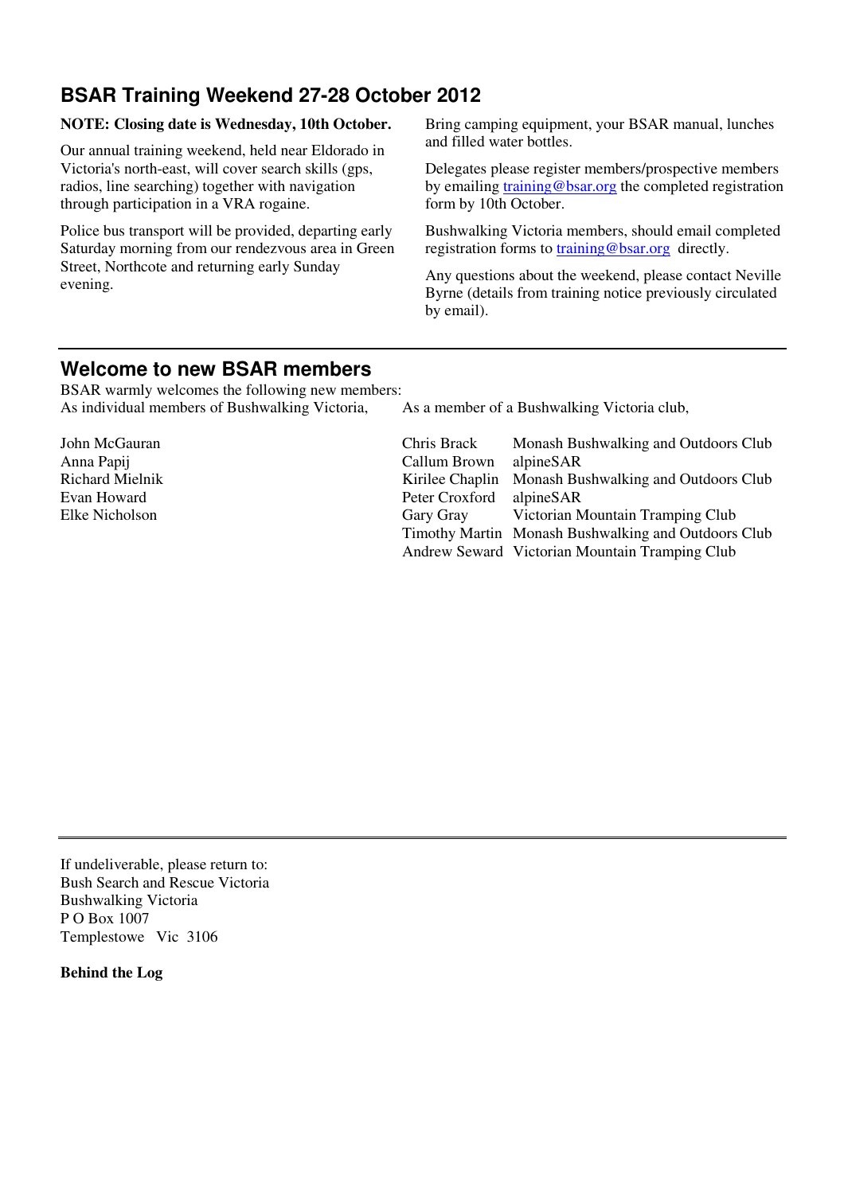## BSAR Training Weekend 27-28 October 2012

**NOTE: Closing date is Wednesday, 10th October.**

Our annual training weekend, held near Eldorado in Victoria's north-east, will cover search skills (gps, radios, line searching) together with navigation through participation in a VRA rogaine.

Police bus transport will be provided, departing early Saturday morning from our rendezvous area in Green Street, Northcote and returning early Sunday evening.

Bring camping equipment, your BSAR manual, lunches and filled water bottles.

Delegates please register members/prospective members by emailing training@bsar.org the completed registration form by 10th October.

Bushwalking Victoria members, should email completed registration forms to training@bsar.org directly.

Any questions about the weekend, please contact Neville Byrne (details from training notice previously circulated by email).

## Welcome to new BSAR members

BSAR warmly welcomes the following new members:

As individual members of Bushwalking Victoria,

John McGauran
Anna Papij
Richard Mielnik
Evan Howard
Elke Nicholson

As a member of a Bushwalking Victoria club,

| | |
|---|---|
| Chris Brack | Monash Bushwalking and Outdoors Club |
| Callum Brown | alpineSAR |
| Kirilee Chaplin | Monash Bushwalking and Outdoors Club |
| Peter Croxford | alpineSAR |
| Gary Gray | Victorian Mountain Tramping Club |
| Timothy Martin | Monash Bushwalking and Outdoors Club |
| Andrew Seward | Victorian Mountain Tramping Club |

---

If undeliverable, please return to:
Bush Search and Rescue Victoria
Bushwalking Victoria
P O Box 1007
Templestowe Vic 3106

**Behind the Log**